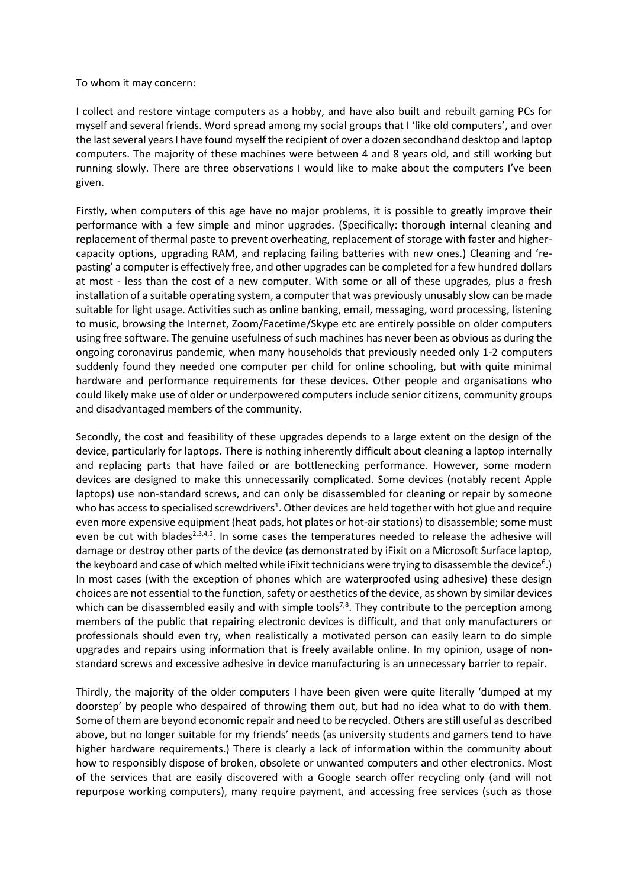To whom it may concern:

I collect and restore vintage computers as a hobby, and have also built and rebuilt gaming PCs for myself and several friends. Word spread among my social groups that I 'like old computers', and over the last several years I have found myself the recipient of over a dozen secondhand desktop and laptop computers. The majority of these machines were between 4 and 8 years old, and still working but running slowly. There are three observations I would like to make about the computers I've been given.

Firstly, when computers of this age have no major problems, it is possible to greatly improve their performance with a few simple and minor upgrades. (Specifically: thorough internal cleaning and replacement of thermal paste to prevent overheating, replacement of storage with faster and higher-capacity options, upgrading RAM, and replacing failing batteries with new ones.) Cleaning and 're-pasting' a computer is effectively free, and other upgrades can be completed for a few hundred dollars at most - less than the cost of a new computer. With some or all of these upgrades, plus a fresh installation of a suitable operating system, a computer that was previously unusably slow can be made suitable for light usage. Activities such as online banking, email, messaging, word processing, listening to music, browsing the Internet, Zoom/Facetime/Skype etc are entirely possible on older computers using free software. The genuine usefulness of such machines has never been as obvious as during the ongoing coronavirus pandemic, when many households that previously needed only 1-2 computers suddenly found they needed one computer per child for online schooling, but with quite minimal hardware and performance requirements for these devices. Other people and organisations who could likely make use of older or underpowered computers include senior citizens, community groups and disadvantaged members of the community.

Secondly, the cost and feasibility of these upgrades depends to a large extent on the design of the device, particularly for laptops. There is nothing inherently difficult about cleaning a laptop internally and replacing parts that have failed or are bottlenecking performance. However, some modern devices are designed to make this unnecessarily complicated. Some devices (notably recent Apple laptops) use non-standard screws, and can only be disassembled for cleaning or repair by someone who has access to specialised screwdrivers[1]. Other devices are held together with hot glue and require even more expensive equipment (heat pads, hot plates or hot-air stations) to disassemble; some must even be cut with blades[2,3,4,5]. In some cases the temperatures needed to release the adhesive will damage or destroy other parts of the device (as demonstrated by iFixit on a Microsoft Surface laptop, the keyboard and case of which melted while iFixit technicians were trying to disassemble the device[6].) In most cases (with the exception of phones which are waterproofed using adhesive) these design choices are not essential to the function, safety or aesthetics of the device, as shown by similar devices which can be disassembled easily and with simple tools[7,8]. They contribute to the perception among members of the public that repairing electronic devices is difficult, and that only manufacturers or professionals should even try, when realistically a motivated person can easily learn to do simple upgrades and repairs using information that is freely available online. In my opinion, usage of non-standard screws and excessive adhesive in device manufacturing is an unnecessary barrier to repair.

Thirdly, the majority of the older computers I have been given were quite literally 'dumped at my doorstep' by people who despaired of throwing them out, but had no idea what to do with them. Some of them are beyond economic repair and need to be recycled. Others are still useful as described above, but no longer suitable for my friends' needs (as university students and gamers tend to have higher hardware requirements.) There is clearly a lack of information within the community about how to responsibly dispose of broken, obsolete or unwanted computers and other electronics. Most of the services that are easily discovered with a Google search offer recycling only (and will not repurpose working computers), many require payment, and accessing free services (such as those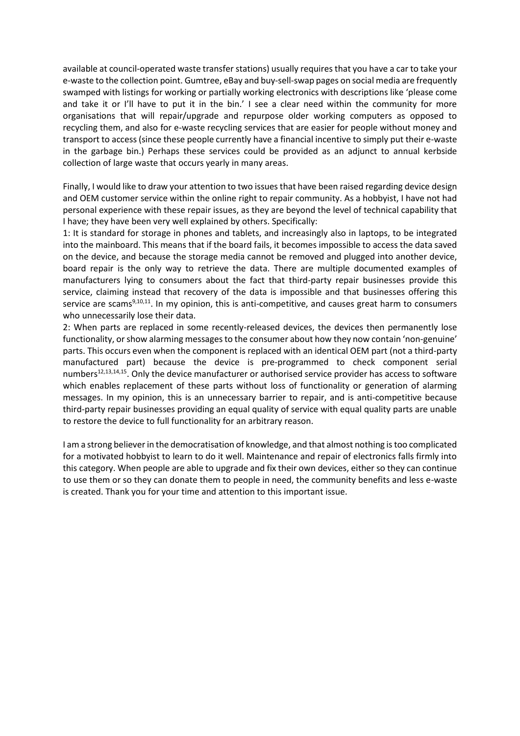available at council-operated waste transfer stations) usually requires that you have a car to take your e-waste to the collection point. Gumtree, eBay and buy-sell-swap pages on social media are frequently swamped with listings for working or partially working electronics with descriptions like 'please come and take it or I'll have to put it in the bin.' I see a clear need within the community for more organisations that will repair/upgrade and repurpose older working computers as opposed to recycling them, and also for e-waste recycling services that are easier for people without money and transport to access (since these people currently have a financial incentive to simply put their e-waste in the garbage bin.) Perhaps these services could be provided as an adjunct to annual kerbside collection of large waste that occurs yearly in many areas.

Finally, I would like to draw your attention to two issues that have been raised regarding device design and OEM customer service within the online right to repair community. As a hobbyist, I have not had personal experience with these repair issues, as they are beyond the level of technical capability that I have; they have been very well explained by others. Specifically:

1: It is standard for storage in phones and tablets, and increasingly also in laptops, to be integrated into the mainboard. This means that if the board fails, it becomes impossible to access the data saved on the device, and because the storage media cannot be removed and plugged into another device, board repair is the only way to retrieve the data. There are multiple documented examples of manufacturers lying to consumers about the fact that third-party repair businesses provide this service, claiming instead that recovery of the data is impossible and that businesses offering this service are scams[9,10,11]. In my opinion, this is anti-competitive, and causes great harm to consumers who unnecessarily lose their data.

2: When parts are replaced in some recently-released devices, the devices then permanently lose functionality, or show alarming messages to the consumer about how they now contain 'non-genuine' parts. This occurs even when the component is replaced with an identical OEM part (not a third-party manufactured part) because the device is pre-programmed to check component serial numbers[12,13,14,15]. Only the device manufacturer or authorised service provider has access to software which enables replacement of these parts without loss of functionality or generation of alarming messages. In my opinion, this is an unnecessary barrier to repair, and is anti-competitive because third-party repair businesses providing an equal quality of service with equal quality parts are unable to restore the device to full functionality for an arbitrary reason.

I am a strong believer in the democratisation of knowledge, and that almost nothing is too complicated for a motivated hobbyist to learn to do it well. Maintenance and repair of electronics falls firmly into this category. When people are able to upgrade and fix their own devices, either so they can continue to use them or so they can donate them to people in need, the community benefits and less e-waste is created. Thank you for your time and attention to this important issue.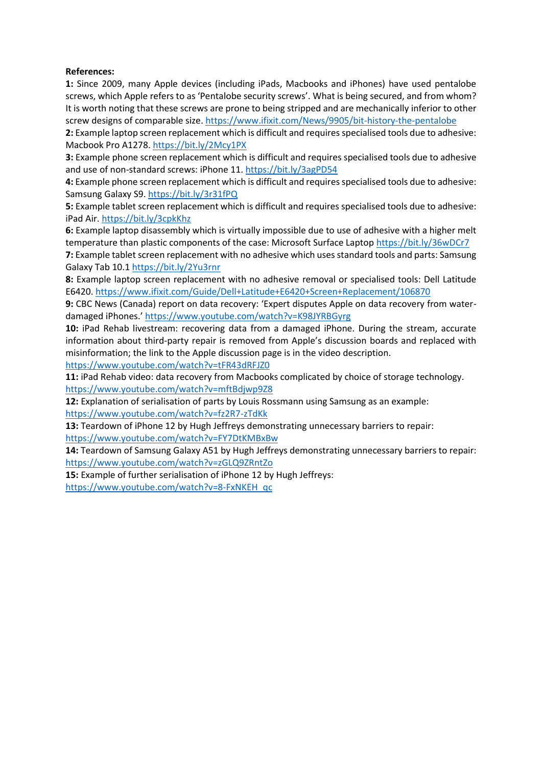**References:**

**1:** Since 2009, many Apple devices (including iPads, Macbooks and iPhones) have used pentalobe screws, which Apple refers to as 'Pentalobe security screws'. What is being secured, and from whom? It is worth noting that these screws are prone to being stripped and are mechanically inferior to other screw designs of comparable size. https://www.ifixit.com/News/9905/bit-history-the-pentalobe

**2:** Example laptop screen replacement which is difficult and requires specialised tools due to adhesive: Macbook Pro A1278. https://bit.ly/2Mcy1PX

**3:** Example phone screen replacement which is difficult and requires specialised tools due to adhesive and use of non-standard screws: iPhone 11. https://bit.ly/3agPD54

**4:** Example phone screen replacement which is difficult and requires specialised tools due to adhesive: Samsung Galaxy S9. https://bit.ly/3r31fPQ

**5:** Example tablet screen replacement which is difficult and requires specialised tools due to adhesive: iPad Air. https://bit.ly/3cpkKhz

**6:** Example laptop disassembly which is virtually impossible due to use of adhesive with a higher melt temperature than plastic components of the case: Microsoft Surface Laptop https://bit.ly/36wDCr7

**7:** Example tablet screen replacement with no adhesive which uses standard tools and parts: Samsung Galaxy Tab 10.1 https://bit.ly/2Yu3rnr

**8:** Example laptop screen replacement with no adhesive removal or specialised tools: Dell Latitude E6420. https://www.ifixit.com/Guide/Dell+Latitude+E6420+Screen+Replacement/106870

**9:** CBC News (Canada) report on data recovery: 'Expert disputes Apple on data recovery from water-damaged iPhones.' https://www.youtube.com/watch?v=K98JYRBGyrg

**10:** iPad Rehab livestream: recovering data from a damaged iPhone. During the stream, accurate information about third-party repair is removed from Apple's discussion boards and replaced with misinformation; the link to the Apple discussion page is in the video description. https://www.youtube.com/watch?v=tFR43dRFJZ0

**11:** iPad Rehab video: data recovery from Macbooks complicated by choice of storage technology. https://www.youtube.com/watch?v=mftBdjwp9Z8

**12:** Explanation of serialisation of parts by Louis Rossmann using Samsung as an example: https://www.youtube.com/watch?v=fz2R7-zTdKk

**13:** Teardown of iPhone 12 by Hugh Jeffreys demonstrating unnecessary barriers to repair: https://www.youtube.com/watch?v=FY7DtKMBxBw

**14:** Teardown of Samsung Galaxy A51 by Hugh Jeffreys demonstrating unnecessary barriers to repair: https://www.youtube.com/watch?v=zGLQ9ZRntZo

**15:** Example of further serialisation of iPhone 12 by Hugh Jeffreys: https://www.youtube.com/watch?v=8-FxNKEH_qc